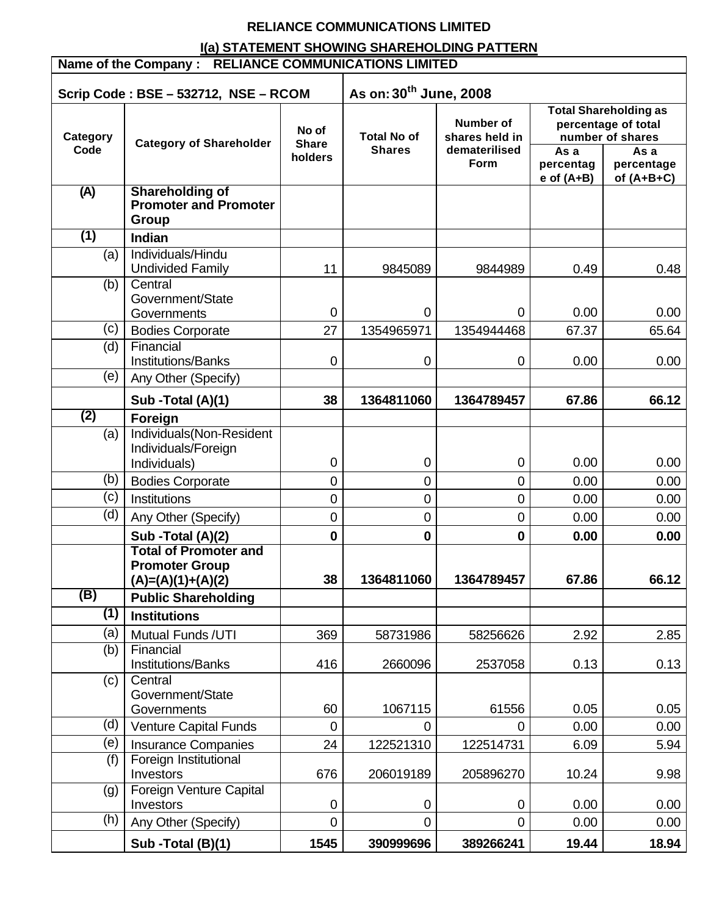# RELIANCE COMMUNICATIONS LIMITED

## I(a) STATEMENT SHOWING SHAREHOLDING PATTERN

| Name of the Company : RELIANCE COMMUNICATIONS LIMITED | | | | | | |
|---|---|---|---|---|---|---|
| Scrip Code : BSE – 532712, NSE – RCOM | | | As on: 30th June, 2008 | | | |
| Category Code | Category of Shareholder | No of Share holders | Total No of Shares | Number of shares held in dematerilised Form | Total Shareholding as percentage of total number of shares | |
| | | | | | As a percentage of (A+B) | As a percentage of (A+B+C) |
| **(A)** | **Shareholding of Promoter and Promoter Group** | | | | | |
| **(1)** | **Indian** | | | | | |
| (a) | Individuals/Hindu Undivided Family | 11 | 9845089 | 9844989 | 0.49 | 0.48 |
| (b) | Central Government/State Governments | 0 | 0 | 0 | 0.00 | 0.00 |
| (c) | Bodies Corporate | 27 | 1354965971 | 1354944468 | 67.37 | 65.64 |
| (d) | Financial Institutions/Banks | 0 | 0 | 0 | 0.00 | 0.00 |
| (e) | Any Other (Specify) | | | | | |
| | **Sub -Total (A)(1)** | **38** | **1364811060** | **1364789457** | **67.86** | **66.12** |
| **(2)** | **Foreign** | | | | | |
| (a) | Individuals(Non-Resident Individuals/Foreign Individuals) | 0 | 0 | 0 | 0.00 | 0.00 |
| (b) | Bodies Corporate | 0 | 0 | 0 | 0.00 | 0.00 |
| (c) | Institutions | 0 | 0 | 0 | 0.00 | 0.00 |
| (d) | Any Other (Specify) | 0 | 0 | 0 | 0.00 | 0.00 |
| | **Sub -Total (A)(2)** | **0** | **0** | **0** | **0.00** | **0.00** |
| | **Total of Promoter and Promoter Group (A)=(A)(1)+(A)(2)** | **38** | **1364811060** | **1364789457** | **67.86** | **66.12** |
| **(B)** | **Public Shareholding** | | | | | |
| **(1)** | **Institutions** | | | | | |
| (a) | Mutual Funds /UTI | 369 | 58731986 | 58256626 | 2.92 | 2.85 |
| (b) | Financial Institutions/Banks | 416 | 2660096 | 2537058 | 0.13 | 0.13 |
| (c) | Central Government/State Governments | 60 | 1067115 | 61556 | 0.05 | 0.05 |
| (d) | Venture Capital Funds | 0 | 0 | 0 | 0.00 | 0.00 |
| (e) | Insurance Companies | 24 | 122521310 | 122514731 | 6.09 | 5.94 |
| (f) | Foreign Institutional Investors | 676 | 206019189 | 205896270 | 10.24 | 9.98 |
| (g) | Foreign Venture Capital Investors | 0 | 0 | 0 | 0.00 | 0.00 |
| (h) | Any Other (Specify) | 0 | 0 | 0 | 0.00 | 0.00 |
| | **Sub -Total (B)(1)** | **1545** | **390999696** | **389266241** | **19.44** | **18.94** |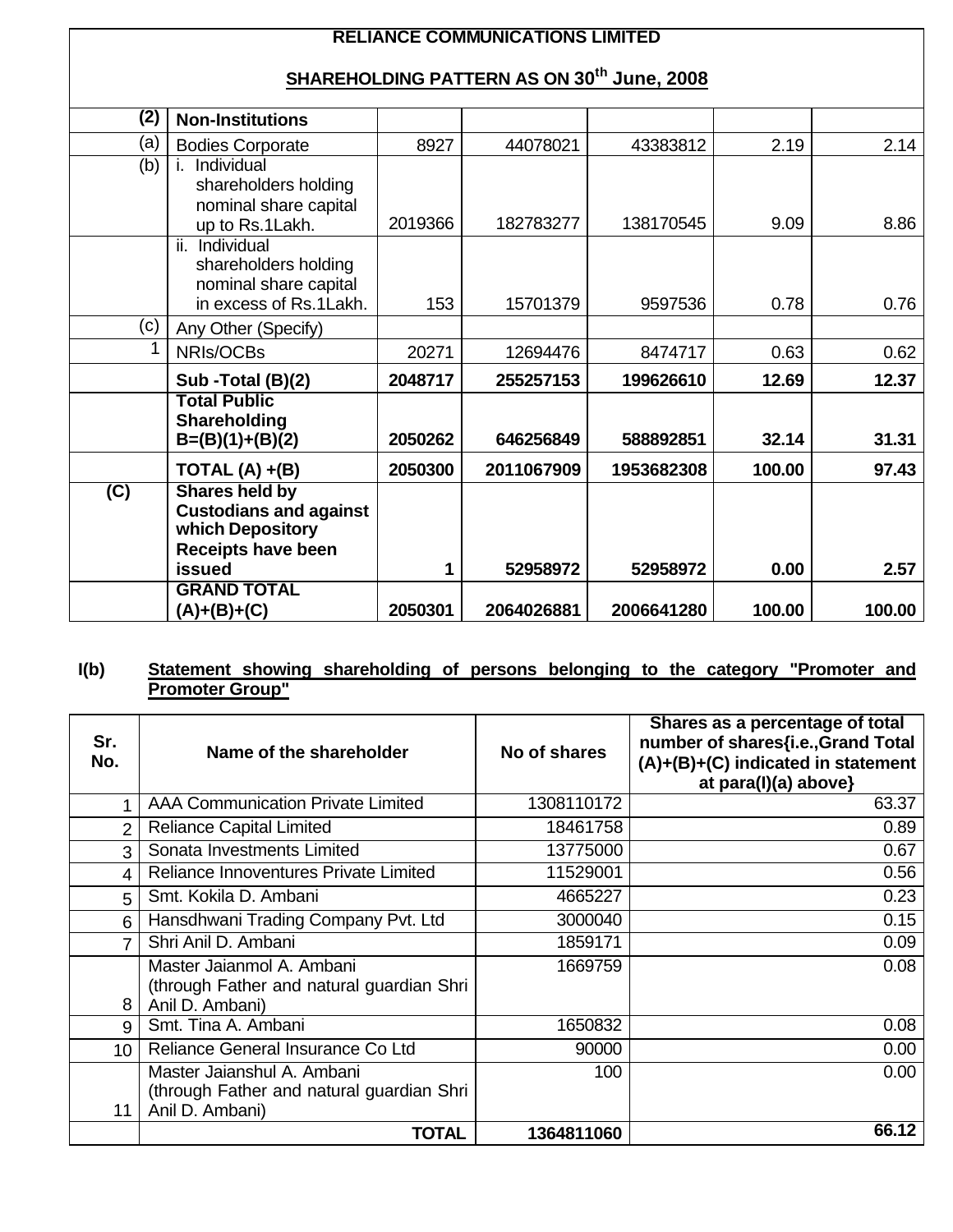**RELIANCE COMMUNICATIONS LIMITED**

**SHAREHOLDING PATTERN AS ON 30th June, 2008**

| | | | | | | |
|---|---|---|---|---|---|---|
| **(2)** | **Non-Institutions** | | | | | |
| (a) | Bodies Corporate | 8927 | 44078021 | 43383812 | 2.19 | 2.14 |
| (b) | i. Individual shareholders holding nominal share capital up to Rs.1Lakh. | 2019366 | 182783277 | 138170545 | 9.09 | 8.86 |
| | ii. Individual shareholders holding nominal share capital in excess of Rs.1Lakh. | 153 | 15701379 | 9597536 | 0.78 | 0.76 |
| (c) | Any Other (Specify) | | | | | |
| 1 | NRIs/OCBs | 20271 | 12694476 | 8474717 | 0.63 | 0.62 |
| | **Sub -Total (B)(2)** | **2048717** | **255257153** | **199626610** | **12.69** | **12.37** |
| | **Total Public Shareholding B=(B)(1)+(B)(2)** | **2050262** | **646256849** | **588892851** | **32.14** | **31.31** |
| | **TOTAL (A) +(B)** | **2050300** | **2011067909** | **1953682308** | **100.00** | **97.43** |
| **(C)** | **Shares held by Custodians and against which Depository Receipts have been issued** | **1** | **52958972** | **52958972** | **0.00** | **2.57** |
| | **GRAND TOTAL (A)+(B)+(C)** | **2050301** | **2064026881** | **2006641280** | **100.00** | **100.00** |

**I(b)** **Statement showing shareholding of persons belonging to the category "Promoter and Promoter Group"**

| Sr. No. | Name of the shareholder | No of shares | Shares as a percentage of total number of shares{i.e.,Grand Total (A)+(B)+(C) indicated in statement at para(I)(a) above} |
|---|---|---|---|
| 1 | AAA Communication Private Limited | 1308110172 | 63.37 |
| 2 | Reliance Capital Limited | 18461758 | 0.89 |
| 3 | Sonata Investments Limited | 13775000 | 0.67 |
| 4 | Reliance Innoventures Private Limited | 11529001 | 0.56 |
| 5 | Smt. Kokila D. Ambani | 4665227 | 0.23 |
| 6 | Hansdhwani Trading Company Pvt. Ltd | 3000040 | 0.15 |
| 7 | Shri Anil D. Ambani | 1859171 | 0.09 |
| 8 | Master Jaianmol A. Ambani (through Father and natural guardian Shri Anil D. Ambani) | 1669759 | 0.08 |
| 9 | Smt. Tina A. Ambani | 1650832 | 0.08 |
| 10 | Reliance General Insurance Co Ltd | 90000 | 0.00 |
| 11 | Master Jaianshul A. Ambani (through Father and natural guardian Shri Anil D. Ambani) | 100 | 0.00 |
| | **TOTAL** | **1364811060** | **66.12** |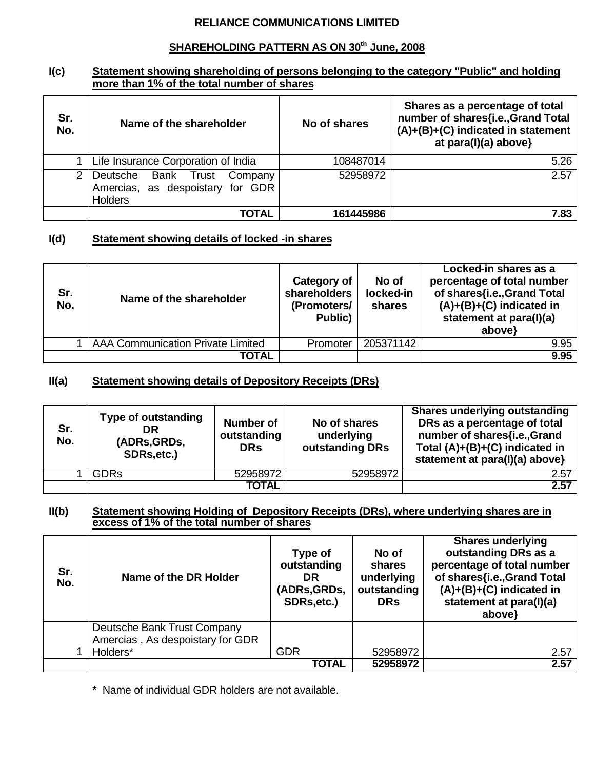**RELIANCE COMMUNICATIONS LIMITED**

**SHAREHOLDING PATTERN AS ON 30th June, 2008**

**I(c) Statement showing shareholding of persons belonging to the category "Public" and holding more than 1% of the total number of shares**

| Sr. No. | Name of the shareholder | No of shares | Shares as a percentage of total number of shares{i.e.,Grand Total (A)+(B)+(C) indicated in statement at para(I)(a) above} |
|---|---|---|---|
| 1 | Life Insurance Corporation of India | 108487014 | 5.26 |
| 2 | Deutsche Bank Trust Company Amercias, as despoistary for GDR Holders | 52958972 | 2.57 |
| | **TOTAL** | **161445986** | **7.83** |

**I(d) Statement showing details of locked -in shares**

| Sr. No. | Name of the shareholder | Category of shareholders (Promoters/ Public) | No of locked-in shares | Locked-in shares as a percentage of total number of shares{i.e.,Grand Total (A)+(B)+(C) indicated in statement at para(I)(a) above} |
|---|---|---|---|---|
| 1 | AAA Communication Private Limited | Promoter | 205371142 | 9.95 |
| | **TOTAL** | | | **9.95** |

**II(a) Statement showing details of Depository Receipts (DRs)**

| Sr. No. | Type of outstanding DR (ADRs,GRDs, SDRs,etc.) | Number of outstanding DRs | No of shares underlying outstanding DRs | Shares underlying outstanding DRs as a percentage of total number of shares{i.e.,Grand Total (A)+(B)+(C) indicated in statement at para(I)(a) above} |
|---|---|---|---|---|
| 1 | GDRs | 52958972 | 52958972 | 2.57 |
| | | **TOTAL** | | **2.57** |

**II(b) Statement showing Holding of Depository Receipts (DRs), where underlying shares are in excess of 1% of the total number of shares**

| Sr. No. | Name of the DR Holder | Type of outstanding DR (ADRs,GRDs, SDRs,etc.) | No of shares underlying outstanding DRs | Shares underlying outstanding DRs as a percentage of total number of shares{i.e.,Grand Total (A)+(B)+(C) indicated in statement at para(I)(a) above} |
|---|---|---|---|---|
| 1 | Deutsche Bank Trust Company Amercias , As despoistary for GDR Holders* | GDR | 52958972 | 2.57 |
| | | **TOTAL** | **52958972** | **2.57** |

\* Name of individual GDR holders are not available.